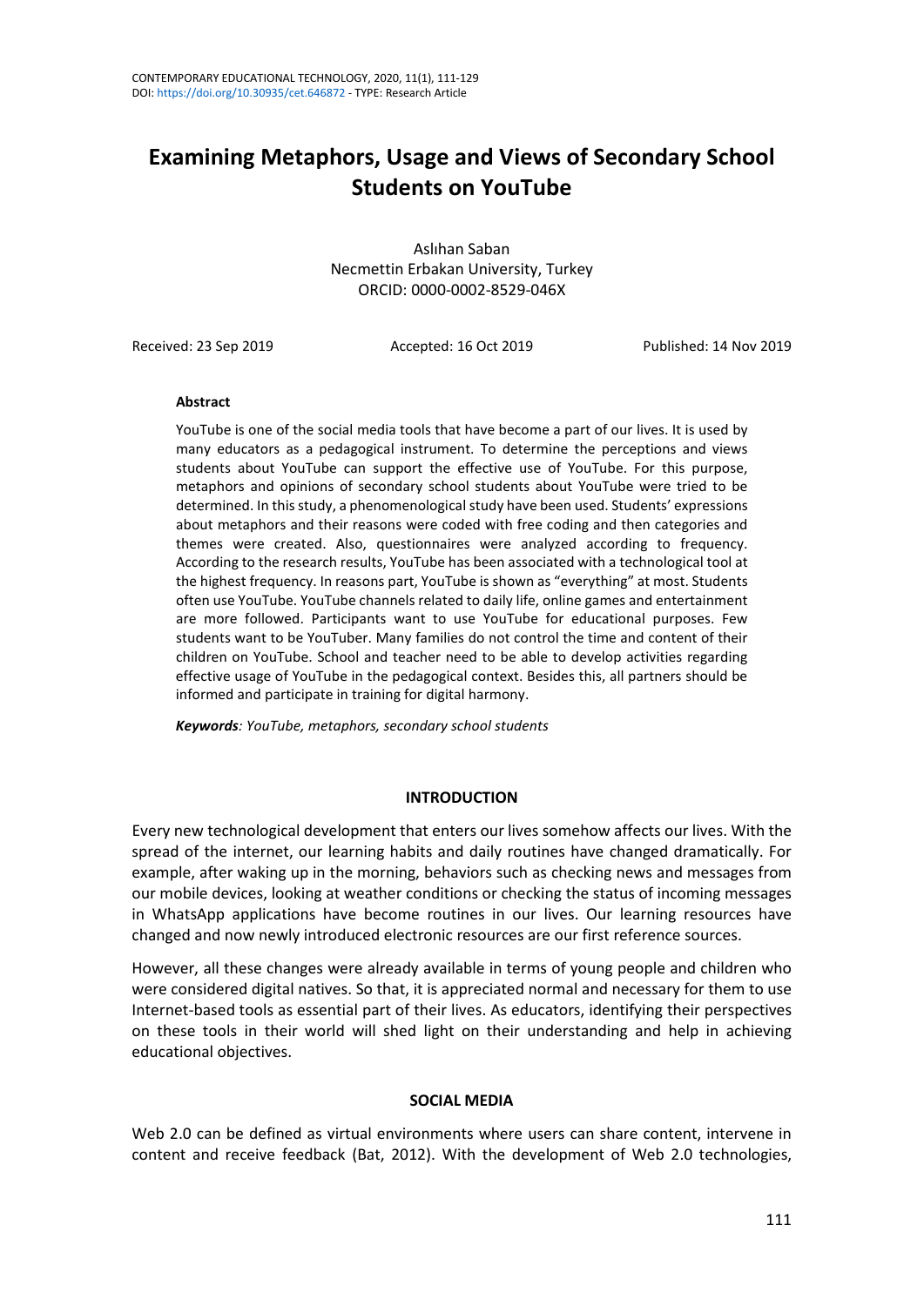# Examining Metaphors, Usage and Views of Secondary School Students on YouTube

Aslıhan Saban
Necmettin Erbakan University, Turkey
ORCID: 0000-0002-8529-046X

Received: 23 Sep 2019 Accepted: 16 Oct 2019 Published: 14 Nov 2019

**Abstract**

YouTube is one of the social media tools that have become a part of our lives. It is used by many educators as a pedagogical instrument. To determine the perceptions and views students about YouTube can support the effective use of YouTube. For this purpose, metaphors and opinions of secondary school students about YouTube were tried to be determined. In this study, a phenomenological study have been used. Students' expressions about metaphors and their reasons were coded with free coding and then categories and themes were created. Also, questionnaires were analyzed according to frequency. According to the research results, YouTube has been associated with a technological tool at the highest frequency. In reasons part, YouTube is shown as "everything" at most. Students often use YouTube. YouTube channels related to daily life, online games and entertainment are more followed. Participants want to use YouTube for educational purposes. Few students want to be YouTuber. Many families do not control the time and content of their children on YouTube. School and teacher need to be able to develop activities regarding effective usage of YouTube in the pedagogical context. Besides this, all partners should be informed and participate in training for digital harmony.

***Keywords**: YouTube, metaphors, secondary school students*

## INTRODUCTION

Every new technological development that enters our lives somehow affects our lives. With the spread of the internet, our learning habits and daily routines have changed dramatically. For example, after waking up in the morning, behaviors such as checking news and messages from our mobile devices, looking at weather conditions or checking the status of incoming messages in WhatsApp applications have become routines in our lives. Our learning resources have changed and now newly introduced electronic resources are our first reference sources.

However, all these changes were already available in terms of young people and children who were considered digital natives. So that, it is appreciated normal and necessary for them to use Internet-based tools as essential part of their lives. As educators, identifying their perspectives on these tools in their world will shed light on their understanding and help in achieving educational objectives.

## SOCIAL MEDIA

Web 2.0 can be defined as virtual environments where users can share content, intervene in content and receive feedback (Bat, 2012). With the development of Web 2.0 technologies,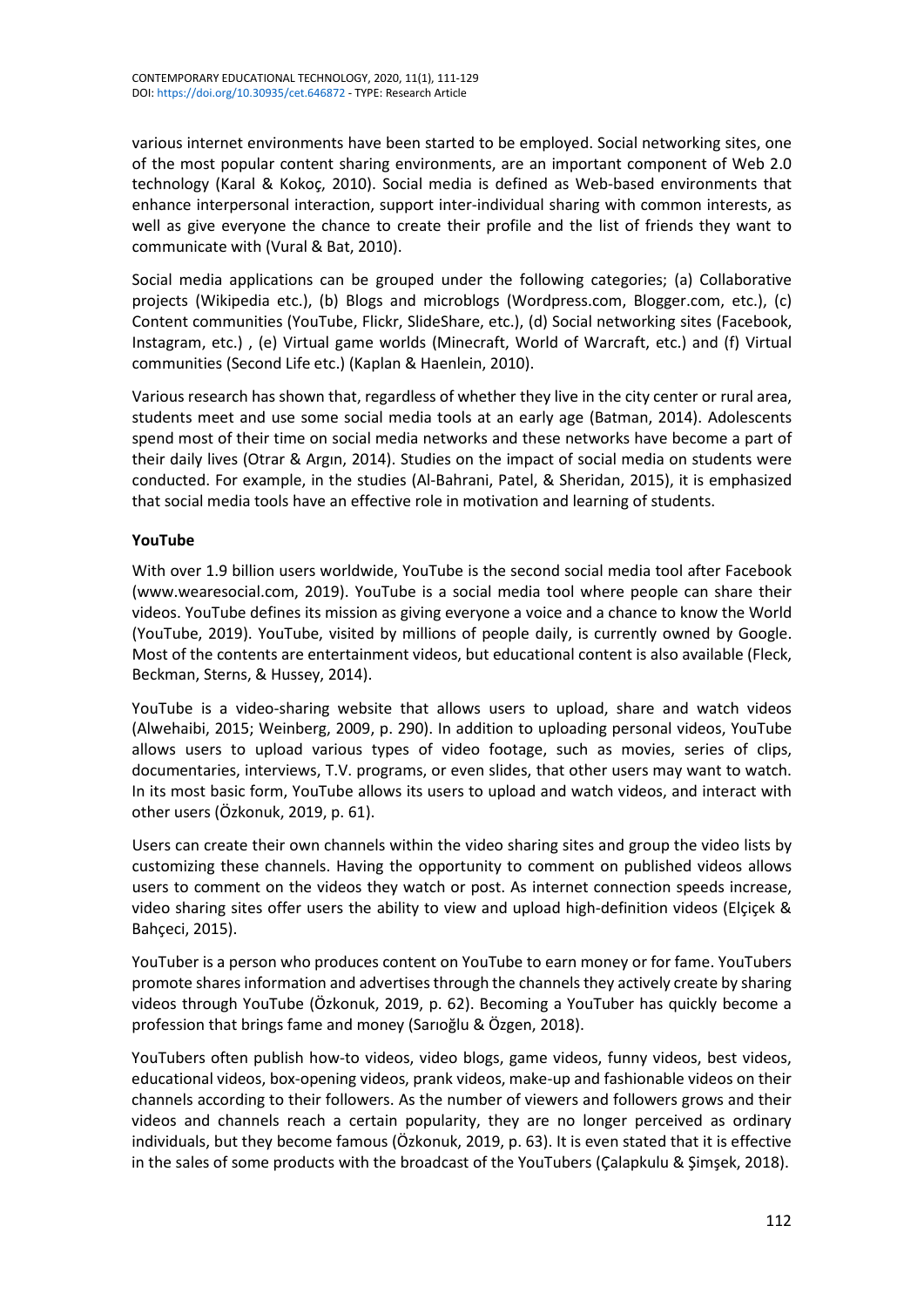various internet environments have been started to be employed. Social networking sites, one of the most popular content sharing environments, are an important component of Web 2.0 technology (Karal & Kokoç, 2010). Social media is defined as Web-based environments that enhance interpersonal interaction, support inter-individual sharing with common interests, as well as give everyone the chance to create their profile and the list of friends they want to communicate with (Vural & Bat, 2010).

Social media applications can be grouped under the following categories; (a) Collaborative projects (Wikipedia etc.), (b) Blogs and microblogs (Wordpress.com, Blogger.com, etc.), (c) Content communities (YouTube, Flickr, SlideShare, etc.), (d) Social networking sites (Facebook, Instagram, etc.) , (e) Virtual game worlds (Minecraft, World of Warcraft, etc.) and (f) Virtual communities (Second Life etc.) (Kaplan & Haenlein, 2010).

Various research has shown that, regardless of whether they live in the city center or rural area, students meet and use some social media tools at an early age (Batman, 2014). Adolescents spend most of their time on social media networks and these networks have become a part of their daily lives (Otrar & Argın, 2014). Studies on the impact of social media on students were conducted. For example, in the studies (Al-Bahrani, Patel, & Sheridan, 2015), it is emphasized that social media tools have an effective role in motivation and learning of students.

**YouTube**

With over 1.9 billion users worldwide, YouTube is the second social media tool after Facebook (www.wearesocial.com, 2019). YouTube is a social media tool where people can share their videos. YouTube defines its mission as giving everyone a voice and a chance to know the World (YouTube, 2019). YouTube, visited by millions of people daily, is currently owned by Google. Most of the contents are entertainment videos, but educational content is also available (Fleck, Beckman, Sterns, & Hussey, 2014).

YouTube is a video-sharing website that allows users to upload, share and watch videos (Alwehaibi, 2015; Weinberg, 2009, p. 290). In addition to uploading personal videos, YouTube allows users to upload various types of video footage, such as movies, series of clips, documentaries, interviews, T.V. programs, or even slides, that other users may want to watch. In its most basic form, YouTube allows its users to upload and watch videos, and interact with other users (Özkonuk, 2019, p. 61).

Users can create their own channels within the video sharing sites and group the video lists by customizing these channels. Having the opportunity to comment on published videos allows users to comment on the videos they watch or post. As internet connection speeds increase, video sharing sites offer users the ability to view and upload high-definition videos (Elçiçek & Bahçeci, 2015).

YouTuber is a person who produces content on YouTube to earn money or for fame. YouTubers promote shares information and advertises through the channels they actively create by sharing videos through YouTube (Özkonuk, 2019, p. 62). Becoming a YouTuber has quickly become a profession that brings fame and money (Sarıoğlu & Özgen, 2018).

YouTubers often publish how-to videos, video blogs, game videos, funny videos, best videos, educational videos, box-opening videos, prank videos, make-up and fashionable videos on their channels according to their followers. As the number of viewers and followers grows and their videos and channels reach a certain popularity, they are no longer perceived as ordinary individuals, but they become famous (Özkonuk, 2019, p. 63). It is even stated that it is effective in the sales of some products with the broadcast of the YouTubers (Çalapkulu & Şimşek, 2018).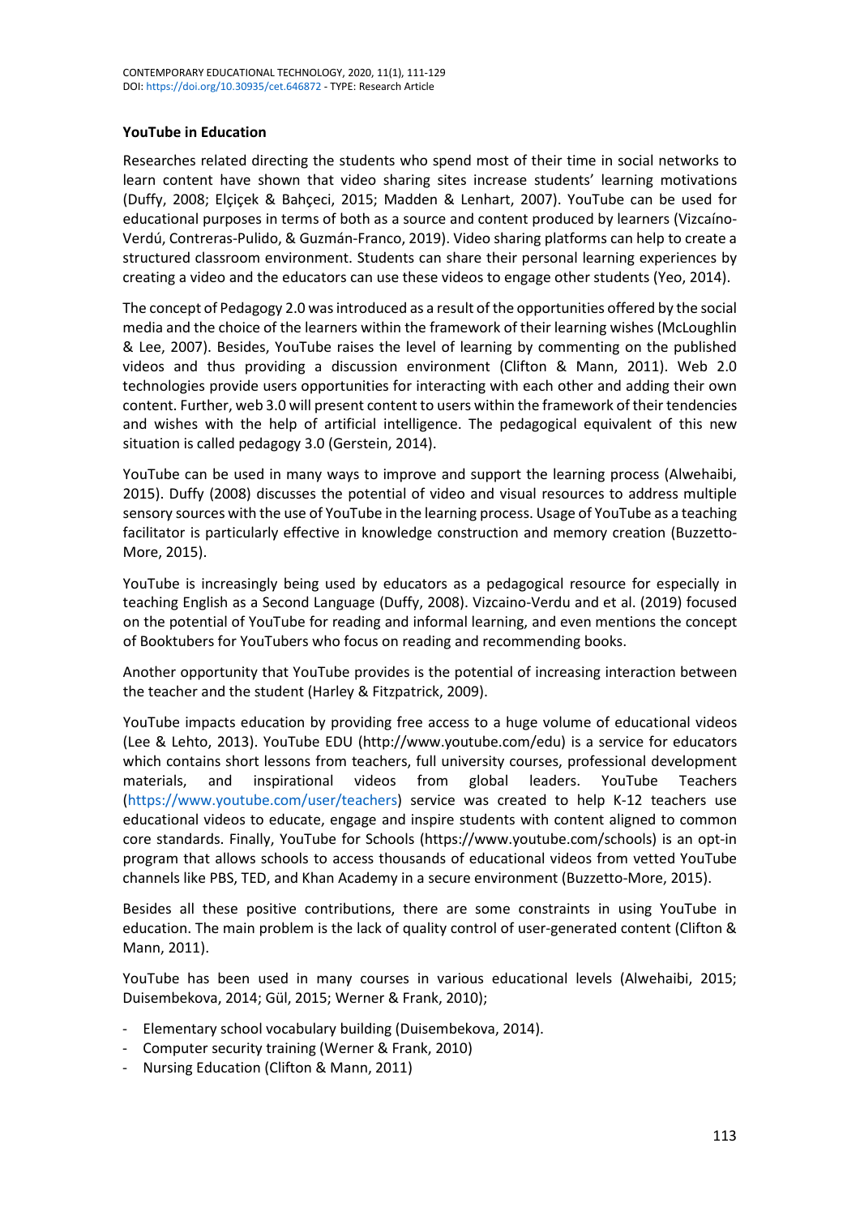### YouTube in Education

Researches related directing the students who spend most of their time in social networks to learn content have shown that video sharing sites increase students' learning motivations (Duffy, 2008; Elçiçek & Bahçeci, 2015; Madden & Lenhart, 2007). YouTube can be used for educational purposes in terms of both as a source and content produced by learners (Vizcaíno-Verdú, Contreras-Pulido, & Guzmán-Franco, 2019). Video sharing platforms can help to create a structured classroom environment. Students can share their personal learning experiences by creating a video and the educators can use these videos to engage other students (Yeo, 2014).

The concept of Pedagogy 2.0 was introduced as a result of the opportunities offered by the social media and the choice of the learners within the framework of their learning wishes (McLoughlin & Lee, 2007). Besides, YouTube raises the level of learning by commenting on the published videos and thus providing a discussion environment (Clifton & Mann, 2011). Web 2.0 technologies provide users opportunities for interacting with each other and adding their own content. Further, web 3.0 will present content to users within the framework of their tendencies and wishes with the help of artificial intelligence. The pedagogical equivalent of this new situation is called pedagogy 3.0 (Gerstein, 2014).

YouTube can be used in many ways to improve and support the learning process (Alwehaibi, 2015). Duffy (2008) discusses the potential of video and visual resources to address multiple sensory sources with the use of YouTube in the learning process. Usage of YouTube as a teaching facilitator is particularly effective in knowledge construction and memory creation (Buzzetto-More, 2015).

YouTube is increasingly being used by educators as a pedagogical resource for especially in teaching English as a Second Language (Duffy, 2008). Vizcaino-Verdu and et al. (2019) focused on the potential of YouTube for reading and informal learning, and even mentions the concept of Booktubers for YouTubers who focus on reading and recommending books.

Another opportunity that YouTube provides is the potential of increasing interaction between the teacher and the student (Harley & Fitzpatrick, 2009).

YouTube impacts education by providing free access to a huge volume of educational videos (Lee & Lehto, 2013). YouTube EDU (http://www.youtube.com/edu) is a service for educators which contains short lessons from teachers, full university courses, professional development materials, and inspirational videos from global leaders. YouTube Teachers (https://www.youtube.com/user/teachers) service was created to help K-12 teachers use educational videos to educate, engage and inspire students with content aligned to common core standards. Finally, YouTube for Schools (https://www.youtube.com/schools) is an opt-in program that allows schools to access thousands of educational videos from vetted YouTube channels like PBS, TED, and Khan Academy in a secure environment (Buzzetto-More, 2015).

Besides all these positive contributions, there are some constraints in using YouTube in education. The main problem is the lack of quality control of user-generated content (Clifton & Mann, 2011).

YouTube has been used in many courses in various educational levels (Alwehaibi, 2015; Duisembekova, 2014; Gül, 2015; Werner & Frank, 2010);

- Elementary school vocabulary building (Duisembekova, 2014).
- Computer security training (Werner & Frank, 2010)
- Nursing Education (Clifton & Mann, 2011)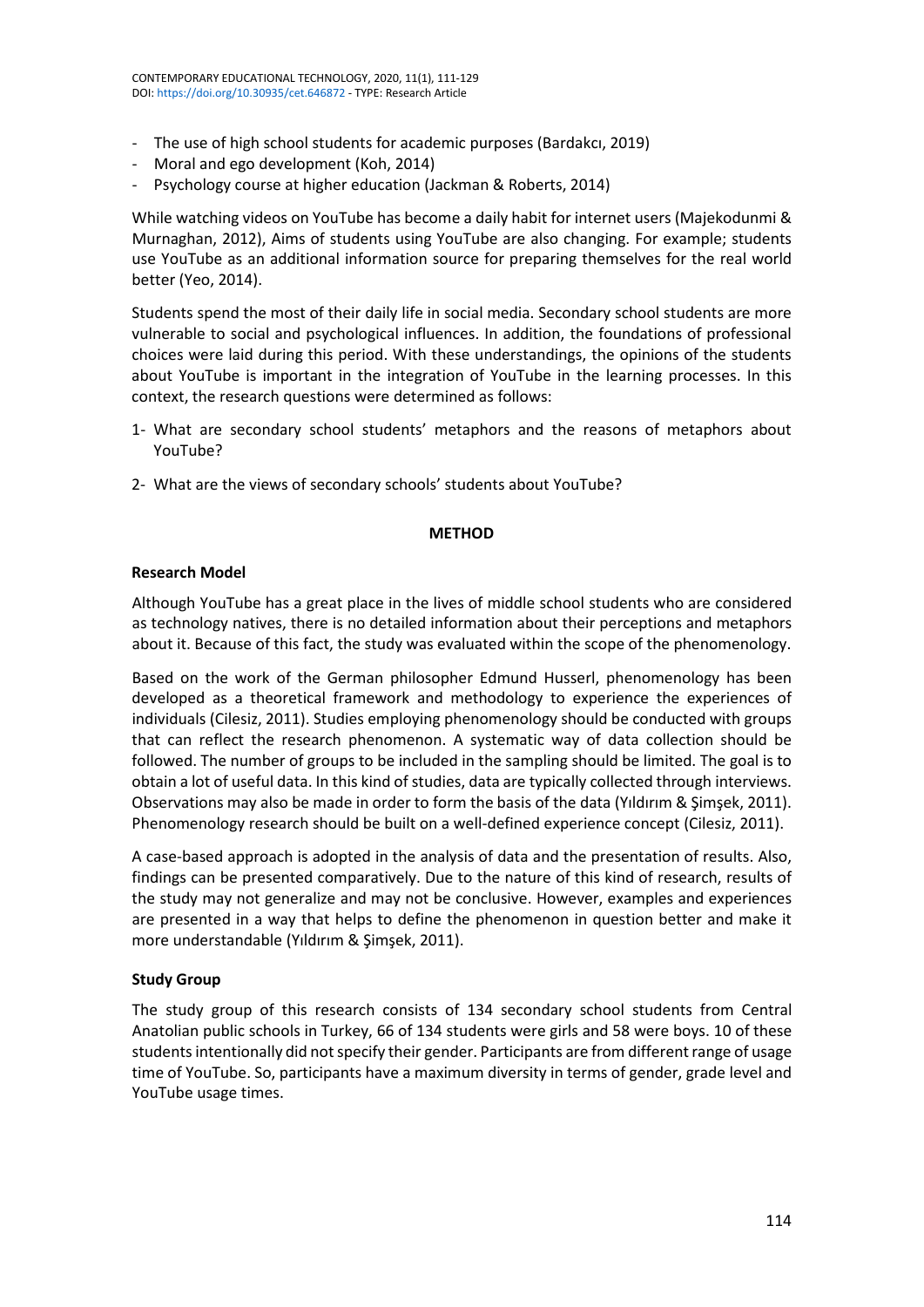- The use of high school students for academic purposes (Bardakcı, 2019)
- Moral and ego development (Koh, 2014)
- Psychology course at higher education (Jackman & Roberts, 2014)

While watching videos on YouTube has become a daily habit for internet users (Majekodunmi & Murnaghan, 2012), Aims of students using YouTube are also changing. For example; students use YouTube as an additional information source for preparing themselves for the real world better (Yeo, 2014).

Students spend the most of their daily life in social media. Secondary school students are more vulnerable to social and psychological influences. In addition, the foundations of professional choices were laid during this period. With these understandings, the opinions of the students about YouTube is important in the integration of YouTube in the learning processes. In this context, the research questions were determined as follows:

1- What are secondary school students' metaphors and the reasons of metaphors about YouTube?

2- What are the views of secondary schools' students about YouTube?

## METHOD

### Research Model

Although YouTube has a great place in the lives of middle school students who are considered as technology natives, there is no detailed information about their perceptions and metaphors about it. Because of this fact, the study was evaluated within the scope of the phenomenology.

Based on the work of the German philosopher Edmund Husserl, phenomenology has been developed as a theoretical framework and methodology to experience the experiences of individuals (Cilesiz, 2011). Studies employing phenomenology should be conducted with groups that can reflect the research phenomenon. A systematic way of data collection should be followed. The number of groups to be included in the sampling should be limited. The goal is to obtain a lot of useful data. In this kind of studies, data are typically collected through interviews. Observations may also be made in order to form the basis of the data (Yıldırım & Şimşek, 2011). Phenomenology research should be built on a well-defined experience concept (Cilesiz, 2011).

A case-based approach is adopted in the analysis of data and the presentation of results. Also, findings can be presented comparatively. Due to the nature of this kind of research, results of the study may not generalize and may not be conclusive. However, examples and experiences are presented in a way that helps to define the phenomenon in question better and make it more understandable (Yıldırım & Şimşek, 2011).

### Study Group

The study group of this research consists of 134 secondary school students from Central Anatolian public schools in Turkey, 66 of 134 students were girls and 58 were boys. 10 of these students intentionally did not specify their gender. Participants are from different range of usage time of YouTube. So, participants have a maximum diversity in terms of gender, grade level and YouTube usage times.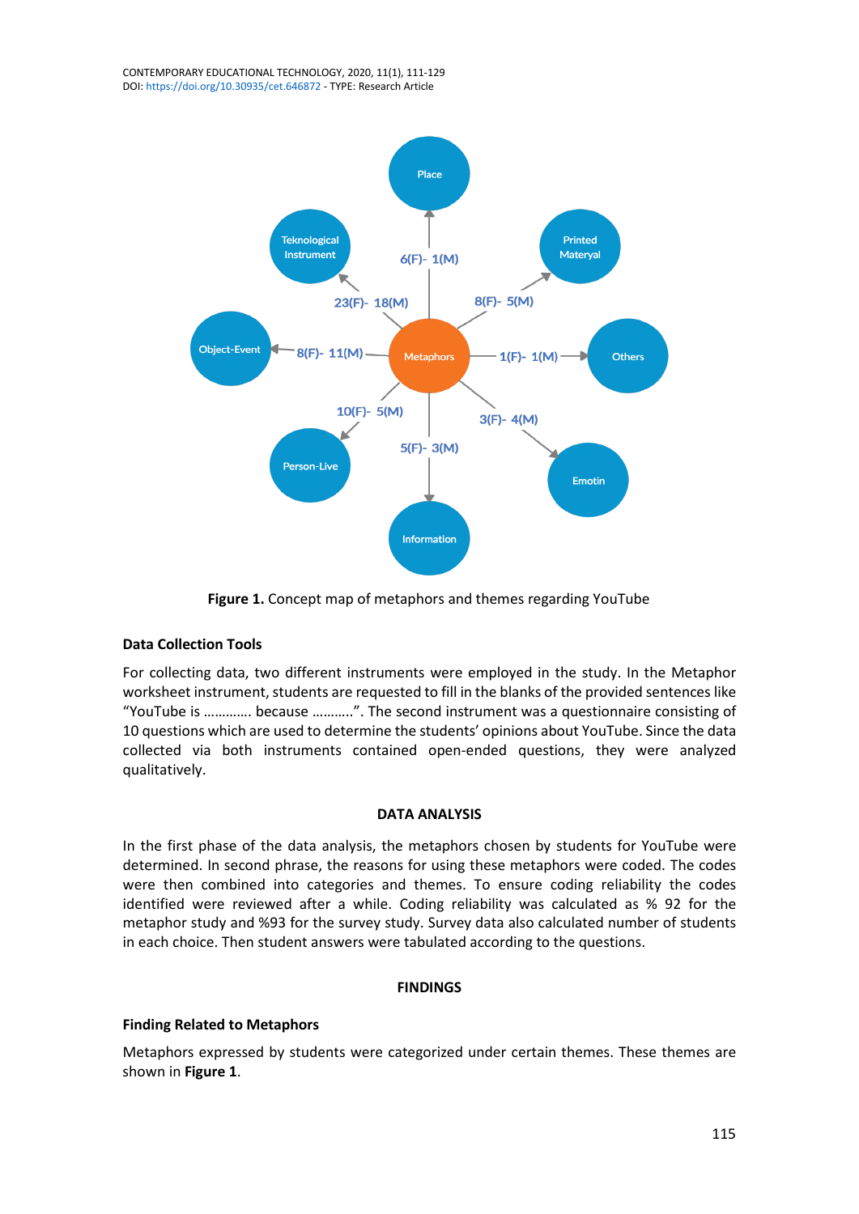**Figure 1.** Concept map of metaphors and themes regarding YouTube

### Data Collection Tools

For collecting data, two different instruments were employed in the study. In the Metaphor worksheet instrument, students are requested to fill in the blanks of the provided sentences like "YouTube is ………… because ………..". The second instrument was a questionnaire consisting of 10 questions which are used to determine the students' opinions about YouTube. Since the data collected via both instruments contained open-ended questions, they were analyzed qualitatively.

## DATA ANALYSIS

In the first phase of the data analysis, the metaphors chosen by students for YouTube were determined. In second phrase, the reasons for using these metaphors were coded. The codes were then combined into categories and themes. To ensure coding reliability the codes identified were reviewed after a while. Coding reliability was calculated as % 92 for the metaphor study and %93 for the survey study. Survey data also calculated number of students in each choice. Then student answers were tabulated according to the questions.

## FINDINGS

### Finding Related to Metaphors

Metaphors expressed by students were categorized under certain themes. These themes are shown in **Figure 1**.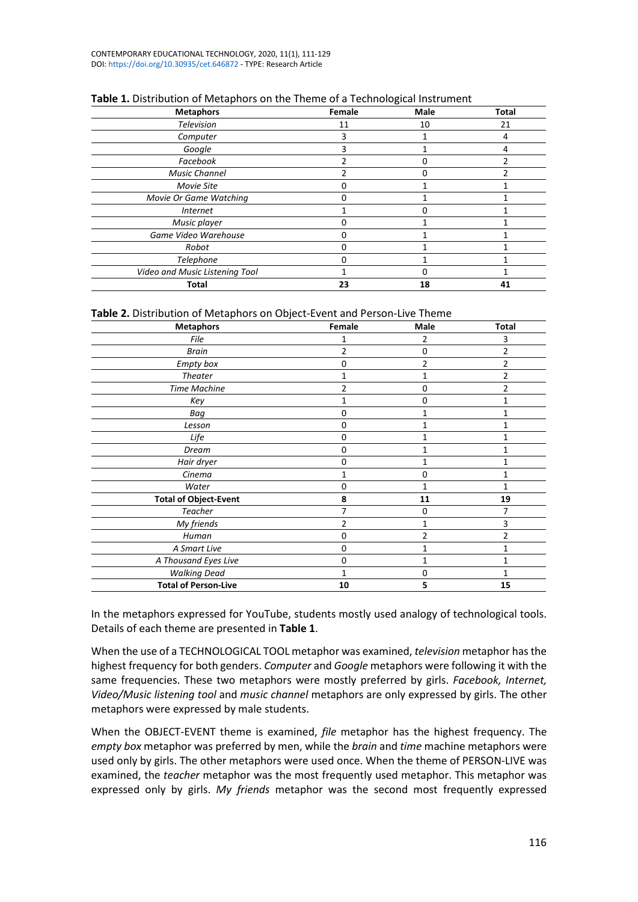**Table 1.** Distribution of Metaphors on the Theme of a Technological Instrument

| Metaphors | Female | Male | Total |
|---|---|---|---|
| *Television* | 11 | 10 | 21 |
| *Computer* | 3 | 1 | 4 |
| *Google* | 3 | 1 | 4 |
| *Facebook* | 2 | 0 | 2 |
| *Music Channel* | 2 | 0 | 2 |
| *Movie Site* | 0 | 1 | 1 |
| *Movie Or Game Watching* | 0 | 1 | 1 |
| *Internet* | 1 | 0 | 1 |
| *Music player* | 0 | 1 | 1 |
| *Game Video Warehouse* | 0 | 1 | 1 |
| *Robot* | 0 | 1 | 1 |
| *Telephone* | 0 | 1 | 1 |
| *Video and Music Listening Tool* | 1 | 0 | 1 |
| **Total** | **23** | **18** | **41** |

**Table 2.** Distribution of Metaphors on Object-Event and Person-Live Theme

| Metaphors | Female | Male | Total |
|---|---|---|---|
| *File* | 1 | 2 | 3 |
| *Brain* | 2 | 0 | 2 |
| *Empty box* | 0 | 2 | 2 |
| *Theater* | 1 | 1 | 2 |
| *Time Machine* | 2 | 0 | 2 |
| *Key* | 1 | 0 | 1 |
| *Bag* | 0 | 1 | 1 |
| *Lesson* | 0 | 1 | 1 |
| *Life* | 0 | 1 | 1 |
| *Dream* | 0 | 1 | 1 |
| *Hair dryer* | 0 | 1 | 1 |
| *Cinema* | 1 | 0 | 1 |
| *Water* | 0 | 1 | 1 |
| **Total of Object-Event** | **8** | **11** | **19** |
| *Teacher* | 7 | 0 | 7 |
| *My friends* | 2 | 1 | 3 |
| *Human* | 0 | 2 | 2 |
| *A Smart Live* | 0 | 1 | 1 |
| *A Thousand Eyes Live* | 0 | 1 | 1 |
| *Walking Dead* | 1 | 0 | 1 |
| **Total of Person-Live** | **10** | **5** | **15** |

In the metaphors expressed for YouTube, students mostly used analogy of technological tools. Details of each theme are presented in **Table 1**.

When the use of a TECHNOLOGICAL TOOL metaphor was examined, *television* metaphor has the highest frequency for both genders. *Computer* and *Google* metaphors were following it with the same frequencies. These two metaphors were mostly preferred by girls. *Facebook, Internet, Video/Music listening tool* and *music channel* metaphors are only expressed by girls. The other metaphors were expressed by male students.

When the OBJECT-EVENT theme is examined, *file* metaphor has the highest frequency. The *empty box* metaphor was preferred by men, while the *brain* and *time* machine metaphors were used only by girls. The other metaphors were used once. When the theme of PERSON-LIVE was examined, the *teacher* metaphor was the most frequently used metaphor. This metaphor was expressed only by girls. *My friends* metaphor was the second most frequently expressed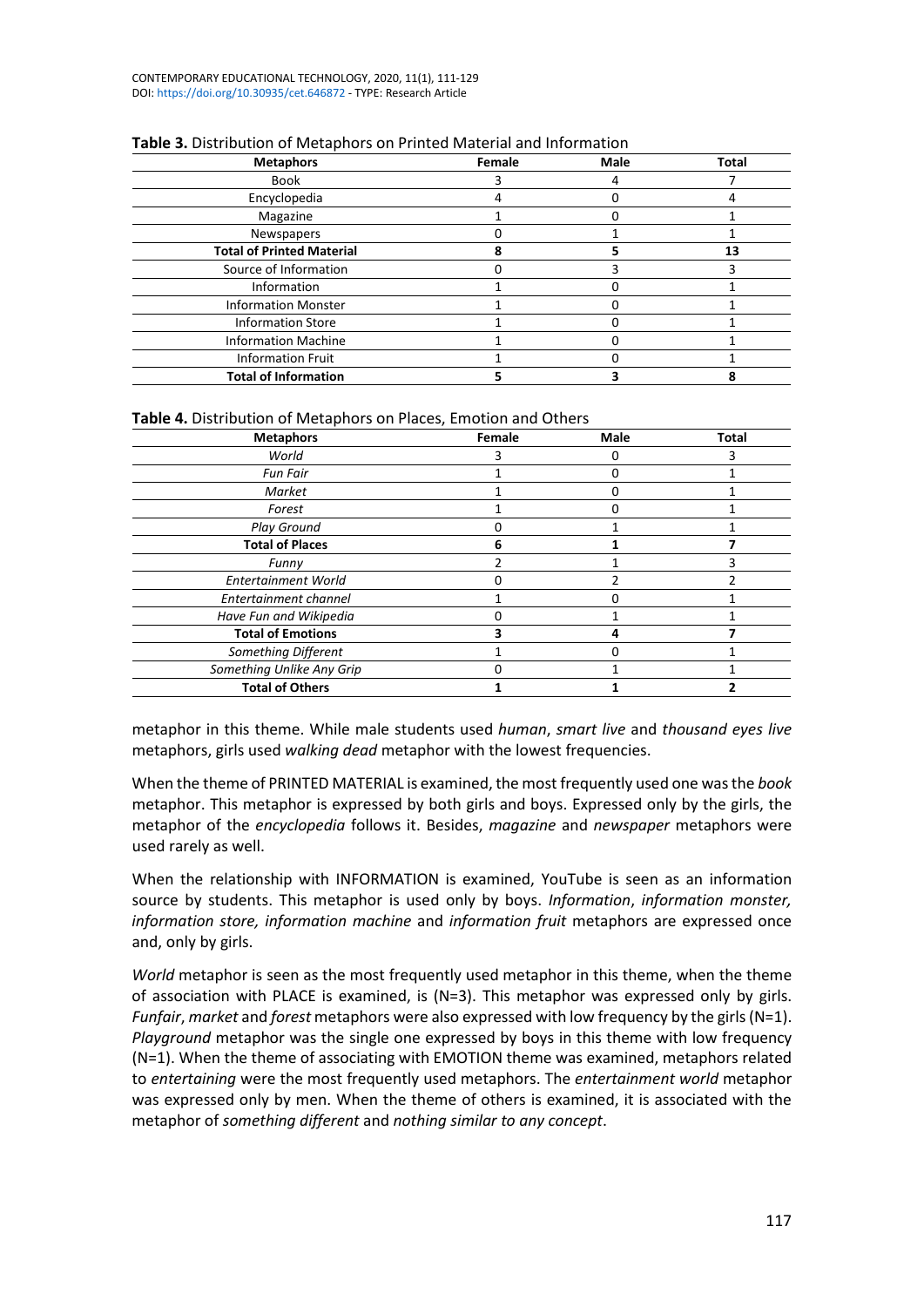**Table 3.** Distribution of Metaphors on Printed Material and Information

| Metaphors | Female | Male | Total |
|---|---|---|---|
| Book | 3 | 4 | 7 |
| Encyclopedia | 4 | 0 | 4 |
| Magazine | 1 | 0 | 1 |
| Newspapers | 0 | 1 | 1 |
| **Total of Printed Material** | **8** | **5** | **13** |
| Source of Information | 0 | 3 | 3 |
| Information | 1 | 0 | 1 |
| Information Monster | 1 | 0 | 1 |
| Information Store | 1 | 0 | 1 |
| Information Machine | 1 | 0 | 1 |
| Information Fruit | 1 | 0 | 1 |
| **Total of Information** | **5** | **3** | **8** |

**Table 4.** Distribution of Metaphors on Places, Emotion and Others

| Metaphors | Female | Male | Total |
|---|---|---|---|
| *World* | 3 | 0 | 3 |
| *Fun Fair* | 1 | 0 | 1 |
| *Market* | 1 | 0 | 1 |
| *Forest* | 1 | 0 | 1 |
| *Play Ground* | 0 | 1 | 1 |
| **Total of Places** | **6** | **1** | **7** |
| *Funny* | 2 | 1 | 3 |
| *Entertainment World* | 0 | 2 | 2 |
| *Entertainment channel* | 1 | 0 | 1 |
| *Have Fun and Wikipedia* | 0 | 1 | 1 |
| **Total of Emotions** | **3** | **4** | **7** |
| *Something Different* | 1 | 0 | 1 |
| *Something Unlike Any Grip* | 0 | 1 | 1 |
| **Total of Others** | **1** | **1** | **2** |

metaphor in this theme. While male students used *human*, *smart live* and *thousand eyes live* metaphors, girls used *walking dead* metaphor with the lowest frequencies.

When the theme of PRINTED MATERIAL is examined, the most frequently used one was the *book* metaphor. This metaphor is expressed by both girls and boys. Expressed only by the girls, the metaphor of the *encyclopedia* follows it. Besides, *magazine* and *newspaper* metaphors were used rarely as well.

When the relationship with INFORMATION is examined, YouTube is seen as an information source by students. This metaphor is used only by boys. *Information*, *information monster, information store, information machine* and *information fruit* metaphors are expressed once and, only by girls.

*World* metaphor is seen as the most frequently used metaphor in this theme, when the theme of association with PLACE is examined, is (N=3). This metaphor was expressed only by girls. *Funfair*, *market* and *forest* metaphors were also expressed with low frequency by the girls (N=1). *Playground* metaphor was the single one expressed by boys in this theme with low frequency (N=1). When the theme of associating with EMOTION theme was examined, metaphors related to *entertaining* were the most frequently used metaphors. The *entertainment world* metaphor was expressed only by men. When the theme of others is examined, it is associated with the metaphor of *something different* and *nothing similar to any concept*.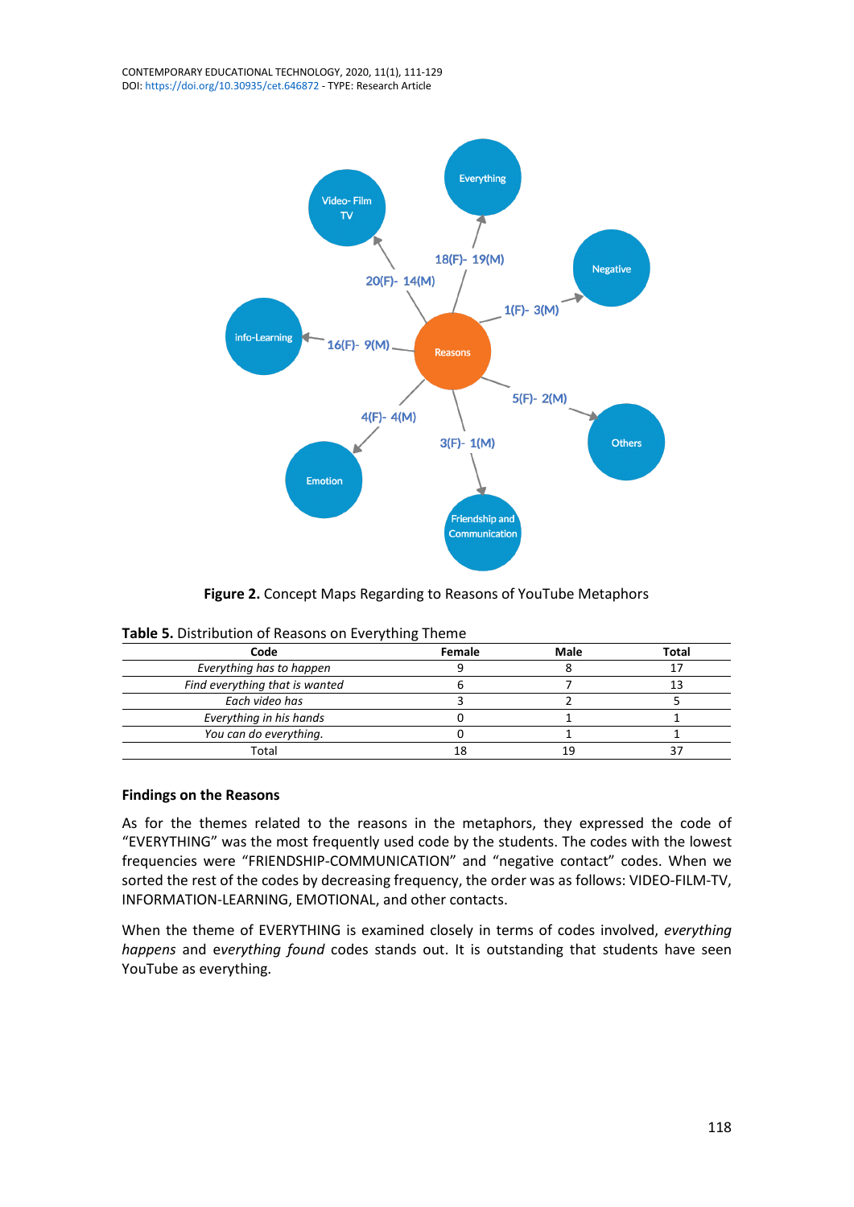Figure 2. Concept Maps Regarding to Reasons of YouTube Metaphors

**Table 5.** Distribution of Reasons on Everything Theme

| Code | Female | Male | Total |
|---|---|---|---|
| *Everything has to happen* | 9 | 8 | 17 |
| *Find everything that is wanted* | 6 | 7 | 13 |
| *Each video has* | 3 | 2 | 5 |
| *Everything in his hands* | 0 | 1 | 1 |
| *You can do everything.* | 0 | 1 | 1 |
| Total | 18 | 19 | 37 |

### Findings on the Reasons

As for the themes related to the reasons in the metaphors, they expressed the code of "EVERYTHING" was the most frequently used code by the students. The codes with the lowest frequencies were "FRIENDSHIP-COMMUNICATION" and "negative contact" codes. When we sorted the rest of the codes by decreasing frequency, the order was as follows: VIDEO-FILM-TV, INFORMATION-LEARNING, EMOTIONAL, and other contacts.

When the theme of EVERYTHING is examined closely in terms of codes involved, *everything happens* and *everything found* codes stands out. It is outstanding that students have seen YouTube as everything.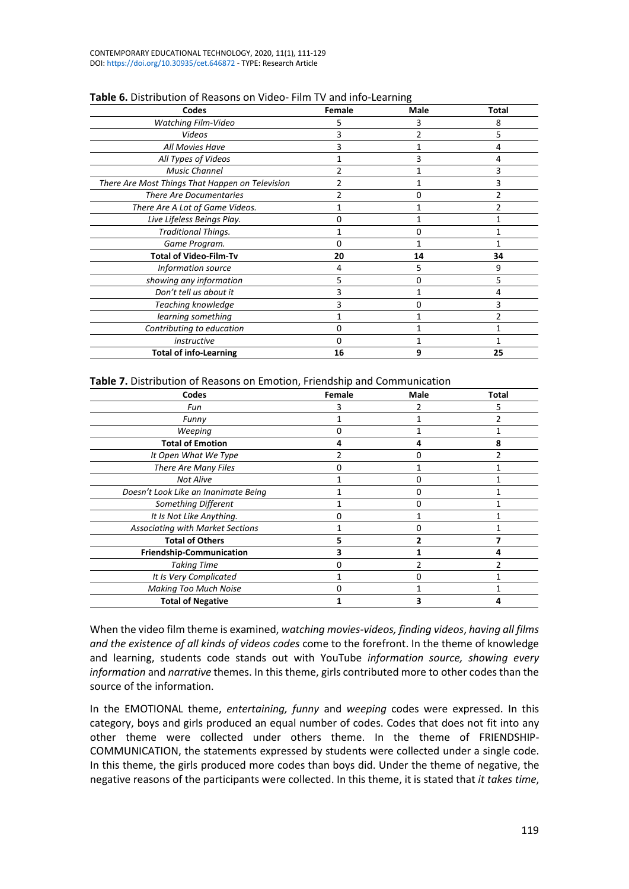**Table 6.** Distribution of Reasons on Video- Film TV and info-Learning

| Codes | Female | Male | Total |
|---|---|---|---|
| *Watching Film-Video* | 5 | 3 | 8 |
| *Videos* | 3 | 2 | 5 |
| *All Movies Have* | 3 | 1 | 4 |
| *All Types of Videos* | 1 | 3 | 4 |
| *Music Channel* | 2 | 1 | 3 |
| *There Are Most Things That Happen on Television* | 2 | 1 | 3 |
| *There Are Documentaries* | 2 | 0 | 2 |
| *There Are A Lot of Game Videos.* | 1 | 1 | 2 |
| *Live Lifeless Beings Play.* | 0 | 1 | 1 |
| *Traditional Things.* | 1 | 0 | 1 |
| *Game Program.* | 0 | 1 | 1 |
| **Total of Video-Film-Tv** | **20** | **14** | **34** |
| *Information source* | 4 | 5 | 9 |
| *showing any information* | 5 | 0 | 5 |
| *Don't tell us about it* | 3 | 1 | 4 |
| *Teaching knowledge* | 3 | 0 | 3 |
| *learning something* | 1 | 1 | 2 |
| *Contributing to education* | 0 | 1 | 1 |
| *instructive* | 0 | 1 | 1 |
| **Total of info-Learning** | **16** | **9** | **25** |

**Table 7.** Distribution of Reasons on Emotion, Friendship and Communication

| Codes | Female | Male | Total |
|---|---|---|---|
| *Fun* | 3 | 2 | 5 |
| *Funny* | 1 | 1 | 2 |
| *Weeping* | 0 | 1 | 1 |
| **Total of Emotion** | **4** | **4** | **8** |
| *It Open What We Type* | 2 | 0 | 2 |
| *There Are Many Files* | 0 | 1 | 1 |
| *Not Alive* | 1 | 0 | 1 |
| *Doesn't Look Like an Inanimate Being* | 1 | 0 | 1 |
| *Something Different* | 1 | 0 | 1 |
| *It Is Not Like Anything.* | 0 | 1 | 1 |
| *Associating with Market Sections* | 1 | 0 | 1 |
| **Total of Others** | **5** | **2** | **7** |
| **Friendship-Communication** | **3** | **1** | **4** |
| *Taking Time* | 0 | 2 | 2 |
| *It Is Very Complicated* | 1 | 0 | 1 |
| *Making Too Much Noise* | 0 | 1 | 1 |
| **Total of Negative** | **1** | **3** | **4** |

When the video film theme is examined, *watching movies-videos, finding videos*, *having all films and the existence of all kinds of videos codes* come to the forefront. In the theme of knowledge and learning, students code stands out with YouTube *information source, showing every information* and *narrative* themes. In this theme, girls contributed more to other codes than the source of the information.

In the EMOTIONAL theme, *entertaining, funny* and *weeping* codes were expressed. In this category, boys and girls produced an equal number of codes. Codes that does not fit into any other theme were collected under others theme. In the theme of FRIENDSHIP-COMMUNICATION, the statements expressed by students were collected under a single code. In this theme, the girls produced more codes than boys did. Under the theme of negative, the negative reasons of the participants were collected. In this theme, it is stated that *it takes time*,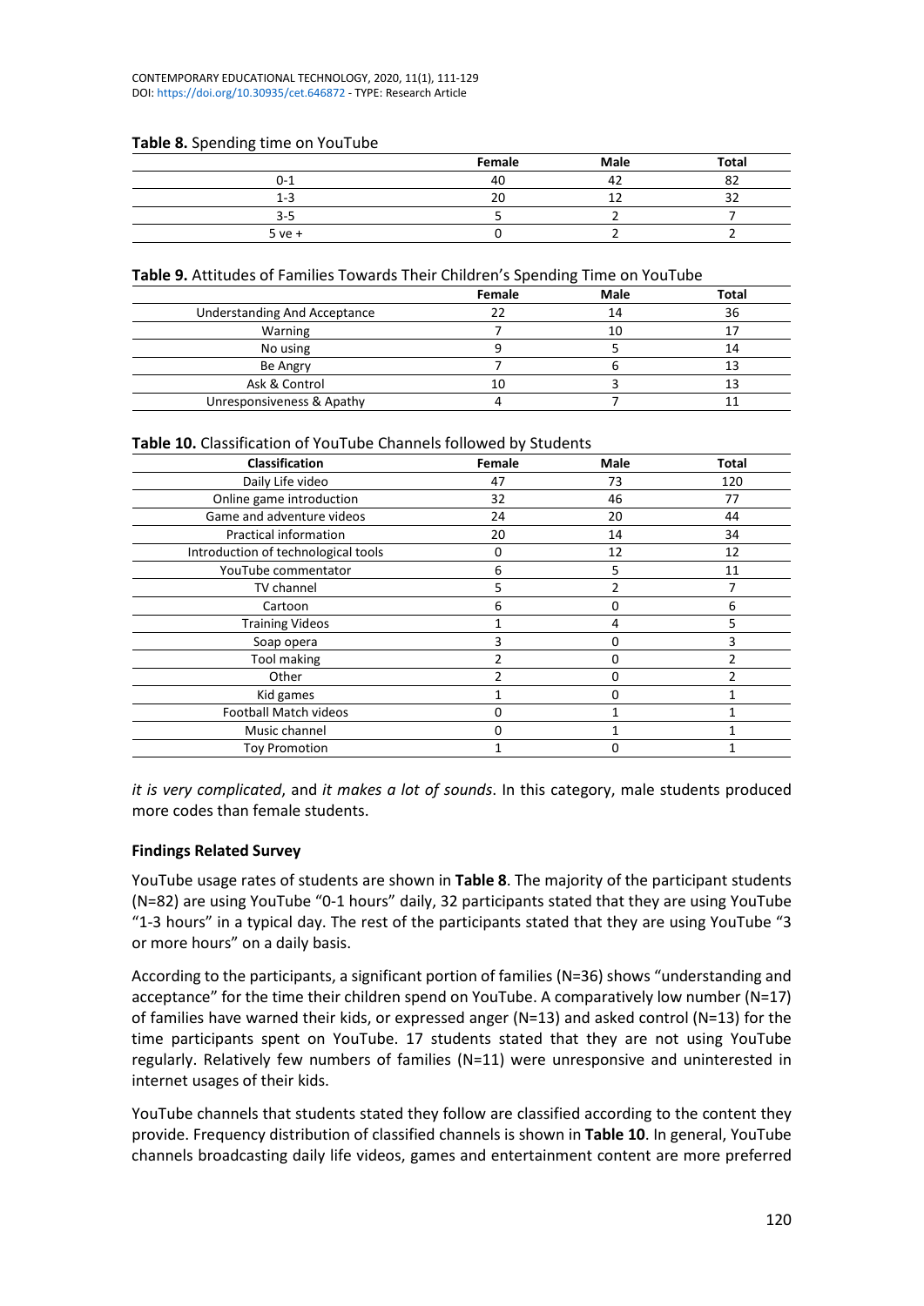**Table 8.** Spending time on YouTube

| | Female | Male | Total |
|---|---|---|---|
| 0-1 | 40 | 42 | 82 |
| 1-3 | 20 | 12 | 32 |
| 3-5 | 5 | 2 | 7 |
| 5 ve + | 0 | 2 | 2 |

**Table 9.** Attitudes of Families Towards Their Children's Spending Time on YouTube

| | Female | Male | Total |
|---|---|---|---|
| Understanding And Acceptance | 22 | 14 | 36 |
| Warning | 7 | 10 | 17 |
| No using | 9 | 5 | 14 |
| Be Angry | 7 | 6 | 13 |
| Ask & Control | 10 | 3 | 13 |
| Unresponsiveness & Apathy | 4 | 7 | 11 |

**Table 10.** Classification of YouTube Channels followed by Students

| Classification | Female | Male | Total |
|---|---|---|---|
| Daily Life video | 47 | 73 | 120 |
| Online game introduction | 32 | 46 | 77 |
| Game and adventure videos | 24 | 20 | 44 |
| Practical information | 20 | 14 | 34 |
| Introduction of technological tools | 0 | 12 | 12 |
| YouTube commentator | 6 | 5 | 11 |
| TV channel | 5 | 2 | 7 |
| Cartoon | 6 | 0 | 6 |
| Training Videos | 1 | 4 | 5 |
| Soap opera | 3 | 0 | 3 |
| Tool making | 2 | 0 | 2 |
| Other | 2 | 0 | 2 |
| Kid games | 1 | 0 | 1 |
| Football Match videos | 0 | 1 | 1 |
| Music channel | 0 | 1 | 1 |
| Toy Promotion | 1 | 0 | 1 |

*it is very complicated*, and *it makes a lot of sounds*. In this category, male students produced more codes than female students.

### Findings Related Survey

YouTube usage rates of students are shown in **Table 8**. The majority of the participant students (N=82) are using YouTube "0-1 hours" daily, 32 participants stated that they are using YouTube "1-3 hours" in a typical day. The rest of the participants stated that they are using YouTube "3 or more hours" on a daily basis.

According to the participants, a significant portion of families (N=36) shows "understanding and acceptance" for the time their children spend on YouTube. A comparatively low number (N=17) of families have warned their kids, or expressed anger (N=13) and asked control (N=13) for the time participants spent on YouTube. 17 students stated that they are not using YouTube regularly. Relatively few numbers of families (N=11) were unresponsive and uninterested in internet usages of their kids.

YouTube channels that students stated they follow are classified according to the content they provide. Frequency distribution of classified channels is shown in **Table 10**. In general, YouTube channels broadcasting daily life videos, games and entertainment content are more preferred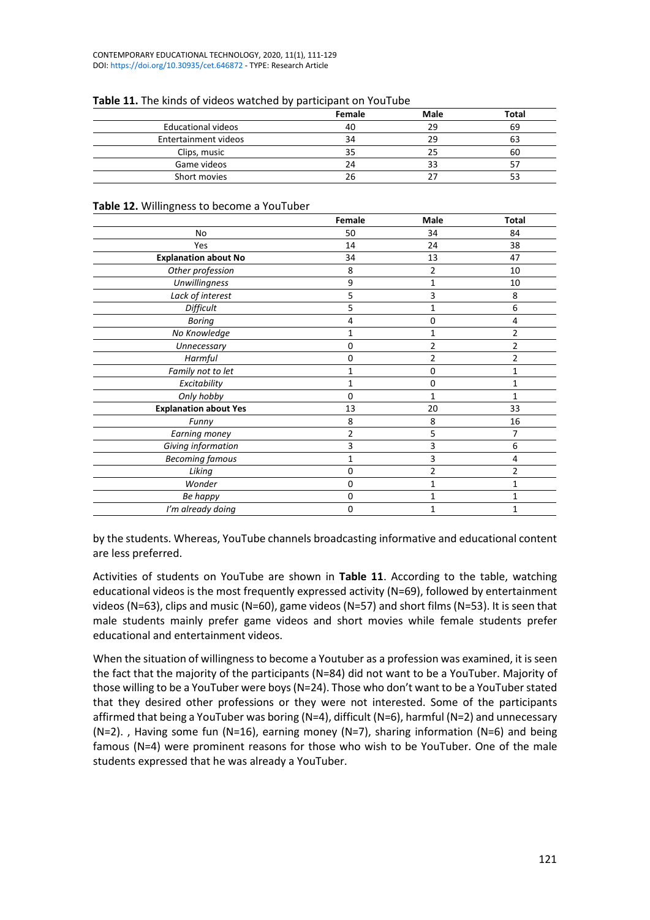**Table 11.** The kinds of videos watched by participant on YouTube

| | Female | Male | Total |
|---|---|---|---|
| Educational videos | 40 | 29 | 69 |
| Entertainment videos | 34 | 29 | 63 |
| Clips, music | 35 | 25 | 60 |
| Game videos | 24 | 33 | 57 |
| Short movies | 26 | 27 | 53 |

**Table 12.** Willingness to become a YouTuber

| | Female | Male | Total |
|---|---|---|---|
| No | 50 | 34 | 84 |
| Yes | 14 | 24 | 38 |
| **Explanation about No** | 34 | 13 | 47 |
| *Other profession* | 8 | 2 | 10 |
| *Unwillingness* | 9 | 1 | 10 |
| *Lack of interest* | 5 | 3 | 8 |
| *Difficult* | 5 | 1 | 6 |
| *Boring* | 4 | 0 | 4 |
| *No Knowledge* | 1 | 1 | 2 |
| *Unnecessary* | 0 | 2 | 2 |
| *Harmful* | 0 | 2 | 2 |
| *Family not to let* | 1 | 0 | 1 |
| *Excitability* | 1 | 0 | 1 |
| *Only hobby* | 0 | 1 | 1 |
| **Explanation about Yes** | 13 | 20 | 33 |
| *Funny* | 8 | 8 | 16 |
| *Earning money* | 2 | 5 | 7 |
| *Giving information* | 3 | 3 | 6 |
| *Becoming famous* | 1 | 3 | 4 |
| *Liking* | 0 | 2 | 2 |
| *Wonder* | 0 | 1 | 1 |
| *Be happy* | 0 | 1 | 1 |
| *I'm already doing* | 0 | 1 | 1 |

by the students. Whereas, YouTube channels broadcasting informative and educational content are less preferred.

Activities of students on YouTube are shown in **Table 11**. According to the table, watching educational videos is the most frequently expressed activity (N=69), followed by entertainment videos (N=63), clips and music (N=60), game videos (N=57) and short films (N=53). It is seen that male students mainly prefer game videos and short movies while female students prefer educational and entertainment videos.

When the situation of willingness to become a Youtuber as a profession was examined, it is seen the fact that the majority of the participants (N=84) did not want to be a YouTuber. Majority of those willing to be a YouTuber were boys (N=24). Those who don't want to be a YouTuber stated that they desired other professions or they were not interested. Some of the participants affirmed that being a YouTuber was boring (N=4), difficult (N=6), harmful (N=2) and unnecessary (N=2). , Having some fun (N=16), earning money (N=7), sharing information (N=6) and being famous (N=4) were prominent reasons for those who wish to be YouTuber. One of the male students expressed that he was already a YouTuber.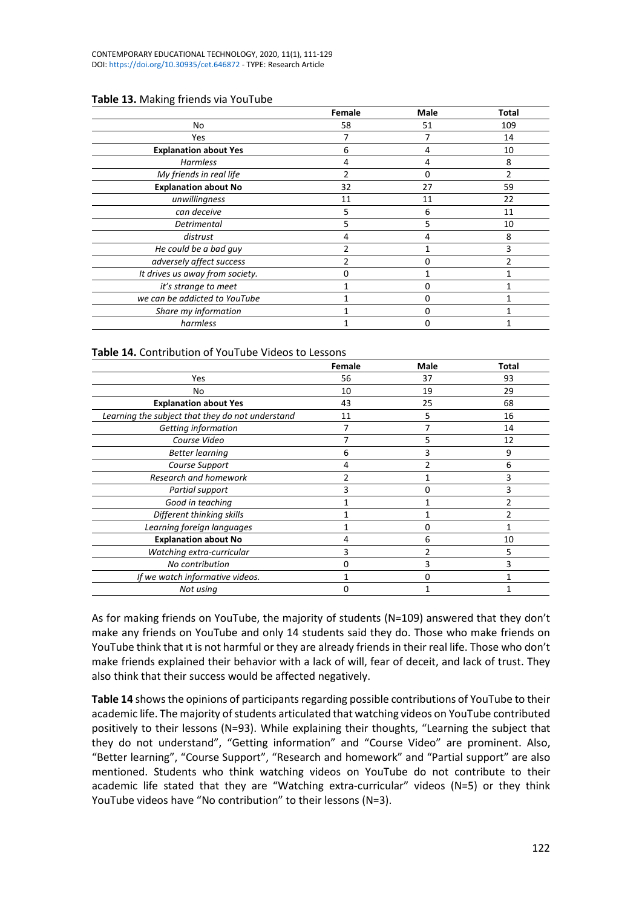**Table 13.** Making friends via YouTube

| | Female | Male | Total |
|---|---|---|---|
| No | 58 | 51 | 109 |
| Yes | 7 | 7 | 14 |
| **Explanation about Yes** | 6 | 4 | 10 |
| *Harmless* | 4 | 4 | 8 |
| *My friends in real life* | 2 | 0 | 2 |
| **Explanation about No** | 32 | 27 | 59 |
| *unwillingness* | 11 | 11 | 22 |
| *can deceive* | 5 | 6 | 11 |
| *Detrimental* | 5 | 5 | 10 |
| *distrust* | 4 | 4 | 8 |
| *He could be a bad guy* | 2 | 1 | 3 |
| *adversely affect success* | 2 | 0 | 2 |
| *It drives us away from society.* | 0 | 1 | 1 |
| *it's strange to meet* | 1 | 0 | 1 |
| *we can be addicted to YouTube* | 1 | 0 | 1 |
| *Share my information* | 1 | 0 | 1 |
| *harmless* | 1 | 0 | 1 |

**Table 14.** Contribution of YouTube Videos to Lessons

| | Female | Male | Total |
|---|---|---|---|
| Yes | 56 | 37 | 93 |
| No | 10 | 19 | 29 |
| **Explanation about Yes** | 43 | 25 | 68 |
| *Learning the subject that they do not understand* | 11 | 5 | 16 |
| *Getting information* | 7 | 7 | 14 |
| *Course Video* | 7 | 5 | 12 |
| *Better learning* | 6 | 3 | 9 |
| *Course Support* | 4 | 2 | 6 |
| *Research and homework* | 2 | 1 | 3 |
| *Partial support* | 3 | 0 | 3 |
| *Good in teaching* | 1 | 1 | 2 |
| *Different thinking skills* | 1 | 1 | 2 |
| *Learning foreign languages* | 1 | 0 | 1 |
| **Explanation about No** | 4 | 6 | 10 |
| *Watching extra-curricular* | 3 | 2 | 5 |
| *No contribution* | 0 | 3 | 3 |
| *If we watch informative videos.* | 1 | 0 | 1 |
| *Not using* | 0 | 1 | 1 |

As for making friends on YouTube, the majority of students (N=109) answered that they don't make any friends on YouTube and only 14 students said they do. Those who make friends on YouTube think that ıt is not harmful or they are already friends in their real life. Those who don't make friends explained their behavior with a lack of will, fear of deceit, and lack of trust. They also think that their success would be affected negatively.

**Table 14** shows the opinions of participants regarding possible contributions of YouTube to their academic life. The majority of students articulated that watching videos on YouTube contributed positively to their lessons (N=93). While explaining their thoughts, "Learning the subject that they do not understand", "Getting information" and "Course Video" are prominent. Also, "Better learning", "Course Support", "Research and homework" and "Partial support" are also mentioned. Students who think watching videos on YouTube do not contribute to their academic life stated that they are "Watching extra-curricular" videos (N=5) or they think YouTube videos have "No contribution" to their lessons (N=3).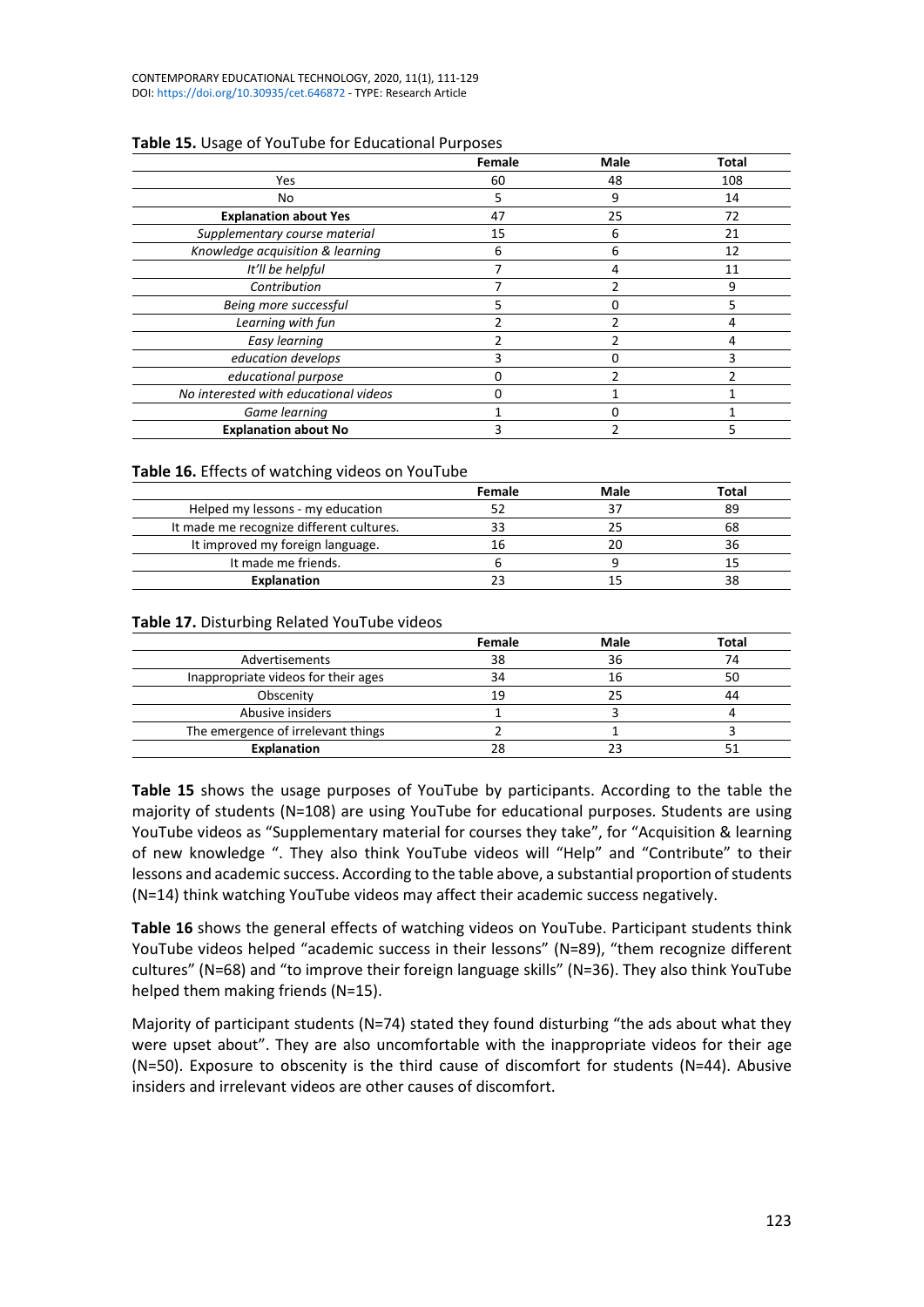**Table 15.** Usage of YouTube for Educational Purposes

| | Female | Male | Total |
|---|---|---|---|
| Yes | 60 | 48 | 108 |
| No | 5 | 9 | 14 |
| **Explanation about Yes** | 47 | 25 | 72 |
| *Supplementary course material* | 15 | 6 | 21 |
| *Knowledge acquisition & learning* | 6 | 6 | 12 |
| *It'll be helpful* | 7 | 4 | 11 |
| *Contribution* | 7 | 2 | 9 |
| *Being more successful* | 5 | 0 | 5 |
| *Learning with fun* | 2 | 2 | 4 |
| *Easy learning* | 2 | 2 | 4 |
| *education develops* | 3 | 0 | 3 |
| *educational purpose* | 0 | 2 | 2 |
| *No interested with educational videos* | 0 | 1 | 1 |
| *Game learning* | 1 | 0 | 1 |
| **Explanation about No** | 3 | 2 | 5 |

**Table 16.** Effects of watching videos on YouTube

| | Female | Male | Total |
|---|---|---|---|
| Helped my lessons - my education | 52 | 37 | 89 |
| It made me recognize different cultures. | 33 | 25 | 68 |
| It improved my foreign language. | 16 | 20 | 36 |
| It made me friends. | 6 | 9 | 15 |
| **Explanation** | 23 | 15 | 38 |

**Table 17.** Disturbing Related YouTube videos

| | Female | Male | Total |
|---|---|---|---|
| Advertisements | 38 | 36 | 74 |
| Inappropriate videos for their ages | 34 | 16 | 50 |
| Obscenity | 19 | 25 | 44 |
| Abusive insiders | 1 | 3 | 4 |
| The emergence of irrelevant things | 2 | 1 | 3 |
| **Explanation** | 28 | 23 | 51 |

**Table 15** shows the usage purposes of YouTube by participants. According to the table the majority of students (N=108) are using YouTube for educational purposes. Students are using YouTube videos as "Supplementary material for courses they take", for "Acquisition & learning of new knowledge ". They also think YouTube videos will "Help" and "Contribute" to their lessons and academic success. According to the table above, a substantial proportion of students (N=14) think watching YouTube videos may affect their academic success negatively.

**Table 16** shows the general effects of watching videos on YouTube. Participant students think YouTube videos helped "academic success in their lessons" (N=89), "them recognize different cultures" (N=68) and "to improve their foreign language skills" (N=36). They also think YouTube helped them making friends (N=15).

Majority of participant students (N=74) stated they found disturbing "the ads about what they were upset about". They are also uncomfortable with the inappropriate videos for their age (N=50). Exposure to obscenity is the third cause of discomfort for students (N=44). Abusive insiders and irrelevant videos are other causes of discomfort.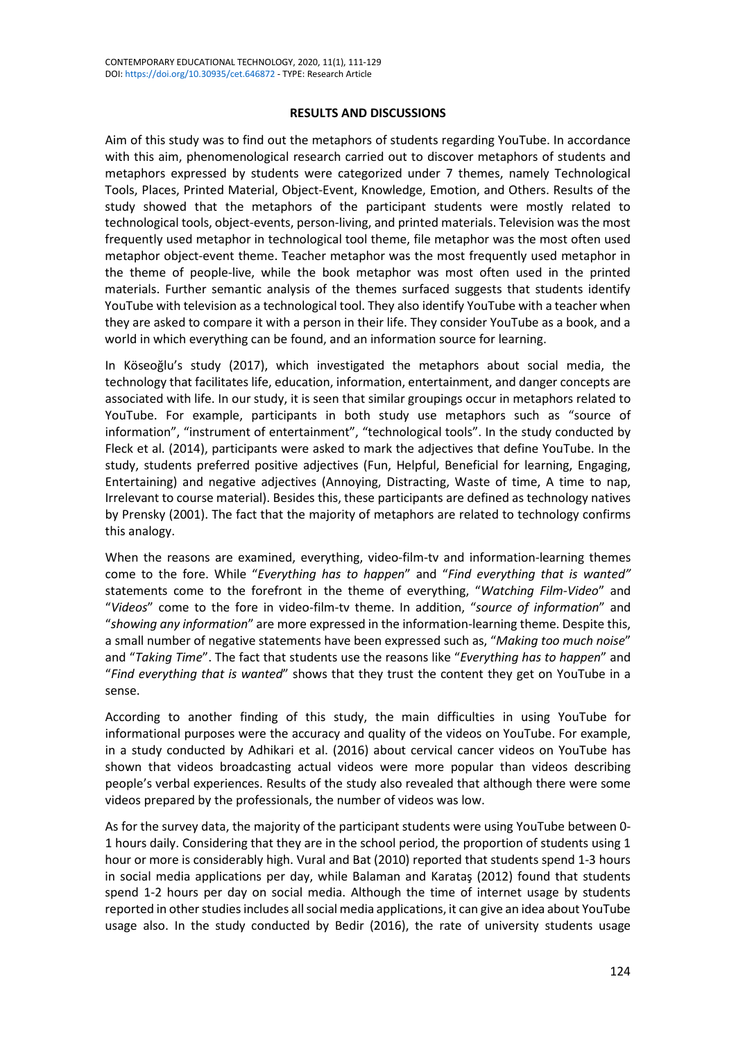## RESULTS AND DISCUSSIONS

Aim of this study was to find out the metaphors of students regarding YouTube. In accordance with this aim, phenomenological research carried out to discover metaphors of students and metaphors expressed by students were categorized under 7 themes, namely Technological Tools, Places, Printed Material, Object-Event, Knowledge, Emotion, and Others. Results of the study showed that the metaphors of the participant students were mostly related to technological tools, object-events, person-living, and printed materials. Television was the most frequently used metaphor in technological tool theme, file metaphor was the most often used metaphor object-event theme. Teacher metaphor was the most frequently used metaphor in the theme of people-live, while the book metaphor was most often used in the printed materials. Further semantic analysis of the themes surfaced suggests that students identify YouTube with television as a technological tool. They also identify YouTube with a teacher when they are asked to compare it with a person in their life. They consider YouTube as a book, and a world in which everything can be found, and an information source for learning.

In Köseoğlu's study (2017), which investigated the metaphors about social media, the technology that facilitates life, education, information, entertainment, and danger concepts are associated with life. In our study, it is seen that similar groupings occur in metaphors related to YouTube. For example, participants in both study use metaphors such as "source of information", "instrument of entertainment", "technological tools". In the study conducted by Fleck et al. (2014), participants were asked to mark the adjectives that define YouTube. In the study, students preferred positive adjectives (Fun, Helpful, Beneficial for learning, Engaging, Entertaining) and negative adjectives (Annoying, Distracting, Waste of time, A time to nap, Irrelevant to course material). Besides this, these participants are defined as technology natives by Prensky (2001). The fact that the majority of metaphors are related to technology confirms this analogy.

When the reasons are examined, everything, video-film-tv and information-learning themes come to the fore. While "*Everything has to happen*" and "*Find everything that is wanted"* statements come to the forefront in the theme of everything, "*Watching Film-Video*" and "*Videos*" come to the fore in video-film-tv theme. In addition, "*source of information*" and "*showing any information*" are more expressed in the information-learning theme. Despite this, a small number of negative statements have been expressed such as, "*Making too much noise*" and "*Taking Time*". The fact that students use the reasons like "*Everything has to happen*" and "*Find everything that is wanted*" shows that they trust the content they get on YouTube in a sense.

According to another finding of this study, the main difficulties in using YouTube for informational purposes were the accuracy and quality of the videos on YouTube. For example, in a study conducted by Adhikari et al. (2016) about cervical cancer videos on YouTube has shown that videos broadcasting actual videos were more popular than videos describing people's verbal experiences. Results of the study also revealed that although there were some videos prepared by the professionals, the number of videos was low.

As for the survey data, the majority of the participant students were using YouTube between 0-1 hours daily. Considering that they are in the school period, the proportion of students using 1 hour or more is considerably high. Vural and Bat (2010) reported that students spend 1-3 hours in social media applications per day, while Balaman and Karataş (2012) found that students spend 1-2 hours per day on social media. Although the time of internet usage by students reported in other studies includes all social media applications, it can give an idea about YouTube usage also. In the study conducted by Bedir (2016), the rate of university students usage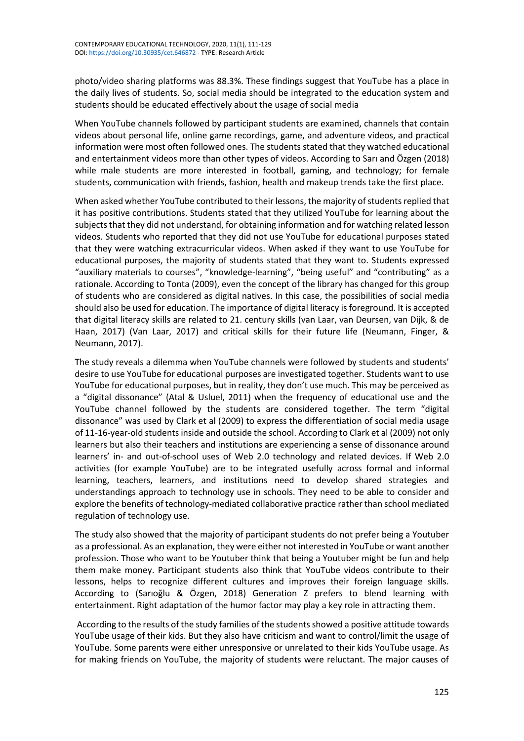photo/video sharing platforms was 88.3%. These findings suggest that YouTube has a place in the daily lives of students. So, social media should be integrated to the education system and students should be educated effectively about the usage of social media

When YouTube channels followed by participant students are examined, channels that contain videos about personal life, online game recordings, game, and adventure videos, and practical information were most often followed ones. The students stated that they watched educational and entertainment videos more than other types of videos. According to Sarı and Özgen (2018) while male students are more interested in football, gaming, and technology; for female students, communication with friends, fashion, health and makeup trends take the first place.

When asked whether YouTube contributed to their lessons, the majority of students replied that it has positive contributions. Students stated that they utilized YouTube for learning about the subjects that they did not understand, for obtaining information and for watching related lesson videos. Students who reported that they did not use YouTube for educational purposes stated that they were watching extracurricular videos. When asked if they want to use YouTube for educational purposes, the majority of students stated that they want to. Students expressed "auxiliary materials to courses", "knowledge-learning", "being useful" and "contributing" as a rationale. According to Tonta (2009), even the concept of the library has changed for this group of students who are considered as digital natives. In this case, the possibilities of social media should also be used for education. The importance of digital literacy is foreground. It is accepted that digital literacy skills are related to 21. century skills (van Laar, van Deursen, van Dijk, & de Haan, 2017) (Van Laar, 2017) and critical skills for their future life (Neumann, Finger, & Neumann, 2017).

The study reveals a dilemma when YouTube channels were followed by students and students' desire to use YouTube for educational purposes are investigated together. Students want to use YouTube for educational purposes, but in reality, they don't use much. This may be perceived as a "digital dissonance" (Atal & Usluel, 2011) when the frequency of educational use and the YouTube channel followed by the students are considered together. The term "digital dissonance" was used by Clark et al (2009) to express the differentiation of social media usage of 11-16-year-old students inside and outside the school. According to Clark et al (2009) not only learners but also their teachers and institutions are experiencing a sense of dissonance around learners' in- and out-of-school uses of Web 2.0 technology and related devices. If Web 2.0 activities (for example YouTube) are to be integrated usefully across formal and informal learning, teachers, learners, and institutions need to develop shared strategies and understandings approach to technology use in schools. They need to be able to consider and explore the benefits of technology-mediated collaborative practice rather than school mediated regulation of technology use.

The study also showed that the majority of participant students do not prefer being a Youtuber as a professional. As an explanation, they were either not interested in YouTube or want another profession. Those who want to be Youtuber think that being a Youtuber might be fun and help them make money. Participant students also think that YouTube videos contribute to their lessons, helps to recognize different cultures and improves their foreign language skills. According to (Sarıoğlu & Özgen, 2018) Generation Z prefers to blend learning with entertainment. Right adaptation of the humor factor may play a key role in attracting them.

According to the results of the study families of the students showed a positive attitude towards YouTube usage of their kids. But they also have criticism and want to control/limit the usage of YouTube. Some parents were either unresponsive or unrelated to their kids YouTube usage. As for making friends on YouTube, the majority of students were reluctant. The major causes of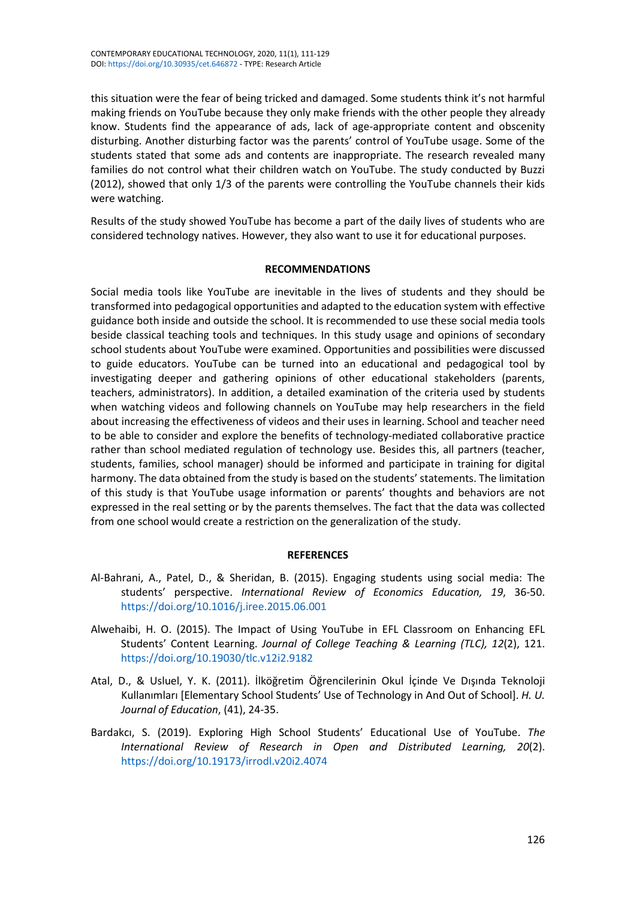this situation were the fear of being tricked and damaged. Some students think it's not harmful making friends on YouTube because they only make friends with the other people they already know. Students find the appearance of ads, lack of age-appropriate content and obscenity disturbing. Another disturbing factor was the parents' control of YouTube usage. Some of the students stated that some ads and contents are inappropriate. The research revealed many families do not control what their children watch on YouTube. The study conducted by Buzzi (2012), showed that only 1/3 of the parents were controlling the YouTube channels their kids were watching.

Results of the study showed YouTube has become a part of the daily lives of students who are considered technology natives. However, they also want to use it for educational purposes.

## RECOMMENDATIONS

Social media tools like YouTube are inevitable in the lives of students and they should be transformed into pedagogical opportunities and adapted to the education system with effective guidance both inside and outside the school. It is recommended to use these social media tools beside classical teaching tools and techniques. In this study usage and opinions of secondary school students about YouTube were examined. Opportunities and possibilities were discussed to guide educators. YouTube can be turned into an educational and pedagogical tool by investigating deeper and gathering opinions of other educational stakeholders (parents, teachers, administrators). In addition, a detailed examination of the criteria used by students when watching videos and following channels on YouTube may help researchers in the field about increasing the effectiveness of videos and their uses in learning. School and teacher need to be able to consider and explore the benefits of technology-mediated collaborative practice rather than school mediated regulation of technology use. Besides this, all partners (teacher, students, families, school manager) should be informed and participate in training for digital harmony. The data obtained from the study is based on the students' statements. The limitation of this study is that YouTube usage information or parents' thoughts and behaviors are not expressed in the real setting or by the parents themselves. The fact that the data was collected from one school would create a restriction on the generalization of the study.

## REFERENCES

Al-Bahrani, A., Patel, D., & Sheridan, B. (2015). Engaging students using social media: The students' perspective. *International Review of Economics Education, 19*, 36-50. https://doi.org/10.1016/j.iree.2015.06.001

Alwehaibi, H. O. (2015). The Impact of Using YouTube in EFL Classroom on Enhancing EFL Students' Content Learning. *Journal of College Teaching & Learning (TLC), 12*(2), 121. https://doi.org/10.19030/tlc.v12i2.9182

Atal, D., & Usluel, Y. K. (2011). İlköğretim Öğrencilerinin Okul İçinde Ve Dışında Teknoloji Kullanımları [Elementary School Students' Use of Technology in And Out of School]. *H. U. Journal of Education*, (41), 24-35.

Bardakcı, S. (2019). Exploring High School Students' Educational Use of YouTube. *The International Review of Research in Open and Distributed Learning, 20*(2). https://doi.org/10.19173/irrodl.v20i2.4074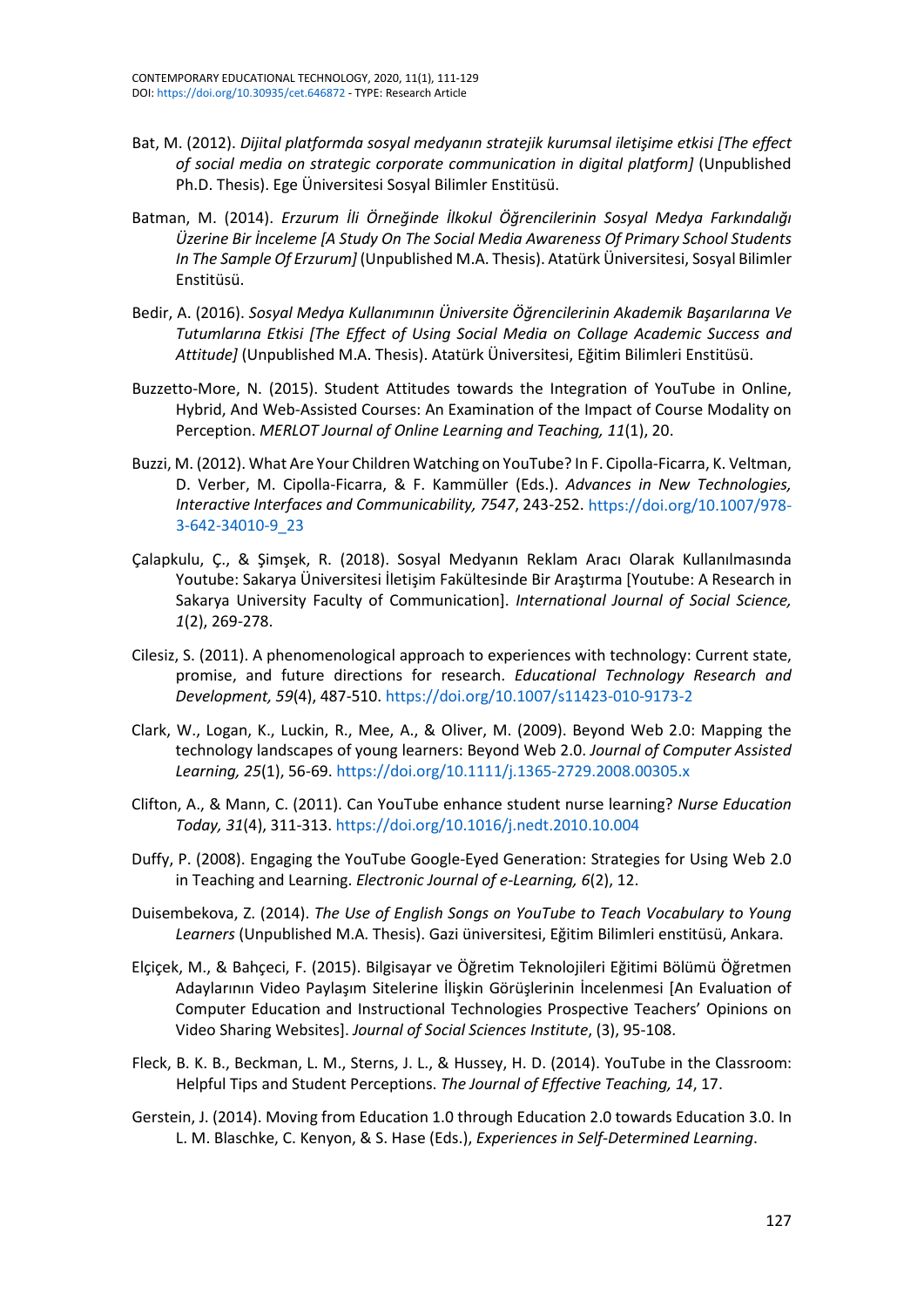Bat, M. (2012). *Dijital platformda sosyal medyanın stratejik kurumsal iletişime etkisi [The effect of social media on strategic corporate communication in digital platform]* (Unpublished Ph.D. Thesis). Ege Üniversitesi Sosyal Bilimler Enstitüsü.

Batman, M. (2014). *Erzurum İli Örneğinde İlkokul Öğrencilerinin Sosyal Medya Farkındalığı Üzerine Bir İnceleme [A Study On The Social Media Awareness Of Primary School Students In The Sample Of Erzurum]* (Unpublished M.A. Thesis). Atatürk Üniversitesi, Sosyal Bilimler Enstitüsü.

Bedir, A. (2016). *Sosyal Medya Kullanımının Üniversite Öğrencilerinin Akademik Başarılarına Ve Tutumlarına Etkisi [The Effect of Using Social Media on Collage Academic Success and Attitude]* (Unpublished M.A. Thesis). Atatürk Üniversitesi, Eğitim Bilimleri Enstitüsü.

Buzzetto-More, N. (2015). Student Attitudes towards the Integration of YouTube in Online, Hybrid, And Web-Assisted Courses: An Examination of the Impact of Course Modality on Perception. *MERLOT Journal of Online Learning and Teaching, 11*(1), 20.

Buzzi, M. (2012). What Are Your Children Watching on YouTube? In F. Cipolla-Ficarra, K. Veltman, D. Verber, M. Cipolla-Ficarra, & F. Kammüller (Eds.). *Advances in New Technologies, Interactive Interfaces and Communicability, 7547*, 243-252. https://doi.org/10.1007/978-3-642-34010-9_23

Çalapkulu, Ç., & Şimşek, R. (2018). Sosyal Medyanın Reklam Aracı Olarak Kullanılmasında Youtube: Sakarya Üniversitesi İletişim Fakültesinde Bir Araştırma [Youtube: A Research in Sakarya University Faculty of Communication]. *International Journal of Social Science, 1*(2), 269-278.

Cilesiz, S. (2011). A phenomenological approach to experiences with technology: Current state, promise, and future directions for research. *Educational Technology Research and Development, 59*(4), 487-510. https://doi.org/10.1007/s11423-010-9173-2

Clark, W., Logan, K., Luckin, R., Mee, A., & Oliver, M. (2009). Beyond Web 2.0: Mapping the technology landscapes of young learners: Beyond Web 2.0. *Journal of Computer Assisted Learning, 25*(1), 56-69. https://doi.org/10.1111/j.1365-2729.2008.00305.x

Clifton, A., & Mann, C. (2011). Can YouTube enhance student nurse learning? *Nurse Education Today, 31*(4), 311-313. https://doi.org/10.1016/j.nedt.2010.10.004

Duffy, P. (2008). Engaging the YouTube Google-Eyed Generation: Strategies for Using Web 2.0 in Teaching and Learning. *Electronic Journal of e-Learning, 6*(2), 12.

Duisembekova, Z. (2014). *The Use of English Songs on YouTube to Teach Vocabulary to Young Learners* (Unpublished M.A. Thesis). Gazi üniversitesi, Eğitim Bilimleri enstitüsü, Ankara.

Elçiçek, M., & Bahçeci, F. (2015). Bilgisayar ve Öğretim Teknolojileri Eğitimi Bölümü Öğretmen Adaylarının Video Paylaşım Sitelerine İlişkin Görüşlerinin İncelenmesi [An Evaluation of Computer Education and Instructional Technologies Prospective Teachers' Opinions on Video Sharing Websites]. *Journal of Social Sciences Institute*, (3), 95-108.

Fleck, B. K. B., Beckman, L. M., Sterns, J. L., & Hussey, H. D. (2014). YouTube in the Classroom: Helpful Tips and Student Perceptions. *The Journal of Effective Teaching, 14*, 17.

Gerstein, J. (2014). Moving from Education 1.0 through Education 2.0 towards Education 3.0. In L. M. Blaschke, C. Kenyon, & S. Hase (Eds.), *Experiences in Self-Determined Learning*.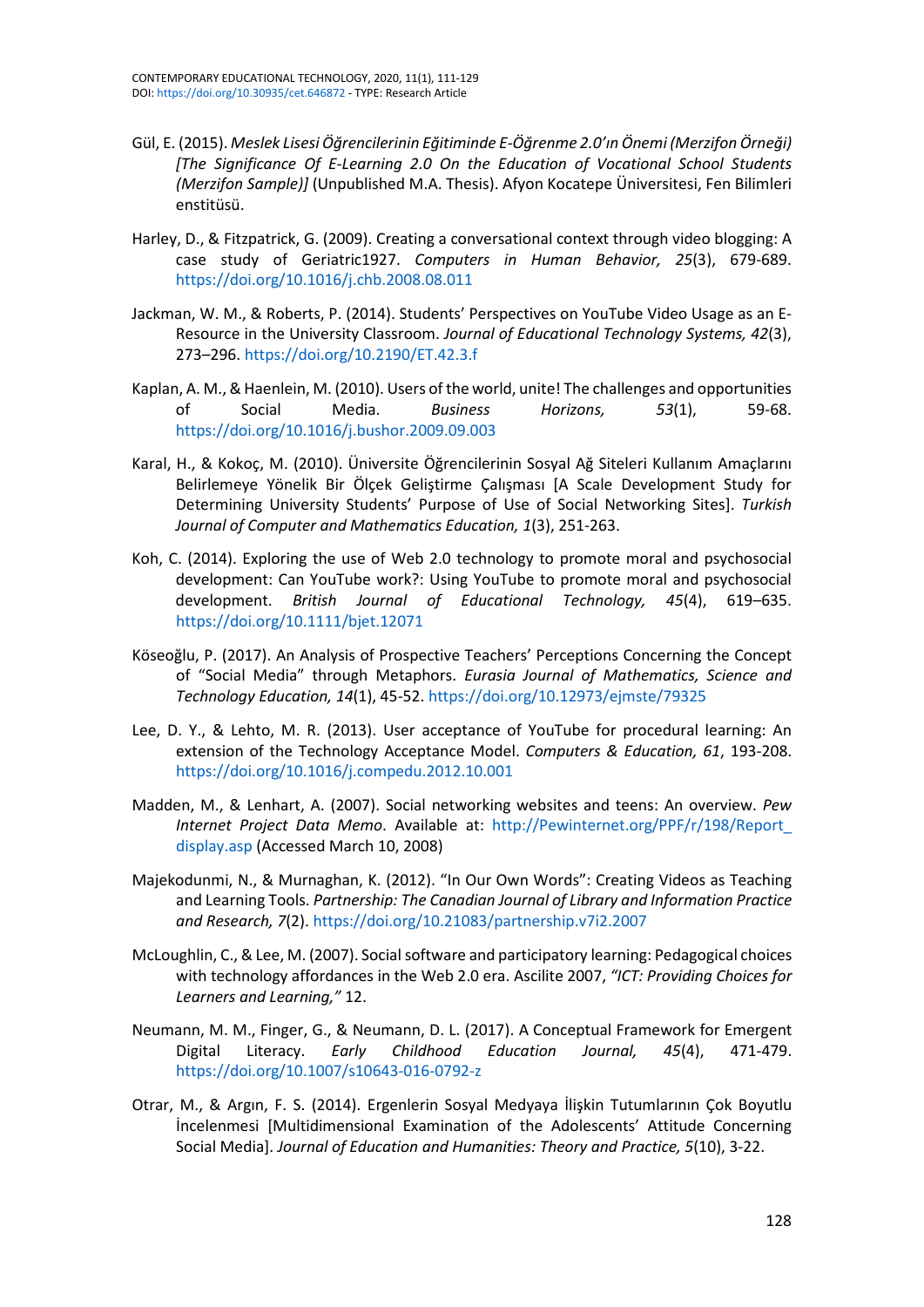Gül, E. (2015). *Meslek Lisesi Öğrencilerinin Eğitiminde E-Öğrenme 2.0'ın Önemi (Merzifon Örneği) [The Significance Of E-Learning 2.0 On the Education of Vocational School Students (Merzifon Sample)]* (Unpublished M.A. Thesis). Afyon Kocatepe Üniversitesi, Fen Bilimleri enstitüsü.

Harley, D., & Fitzpatrick, G. (2009). Creating a conversational context through video blogging: A case study of Geriatric1927. *Computers in Human Behavior, 25*(3), 679-689. https://doi.org/10.1016/j.chb.2008.08.011

Jackman, W. M., & Roberts, P. (2014). Students' Perspectives on YouTube Video Usage as an E-Resource in the University Classroom. *Journal of Educational Technology Systems, 42*(3), 273–296. https://doi.org/10.2190/ET.42.3.f

Kaplan, A. M., & Haenlein, M. (2010). Users of the world, unite! The challenges and opportunities of Social Media. *Business Horizons, 53*(1), 59-68. https://doi.org/10.1016/j.bushor.2009.09.003

Karal, H., & Kokoç, M. (2010). Üniversite Öğrencilerinin Sosyal Ağ Siteleri Kullanım Amaçlarını Belirlemeye Yönelik Bir Ölçek Geliştirme Çalışması [A Scale Development Study for Determining University Students' Purpose of Use of Social Networking Sites]. *Turkish Journal of Computer and Mathematics Education, 1*(3), 251-263.

Koh, C. (2014). Exploring the use of Web 2.0 technology to promote moral and psychosocial development: Can YouTube work?: Using YouTube to promote moral and psychosocial development. *British Journal of Educational Technology, 45*(4), 619–635. https://doi.org/10.1111/bjet.12071

Köseoğlu, P. (2017). An Analysis of Prospective Teachers' Perceptions Concerning the Concept of "Social Media" through Metaphors. *Eurasia Journal of Mathematics, Science and Technology Education, 14*(1), 45-52. https://doi.org/10.12973/ejmste/79325

Lee, D. Y., & Lehto, M. R. (2013). User acceptance of YouTube for procedural learning: An extension of the Technology Acceptance Model. *Computers & Education, 61*, 193-208. https://doi.org/10.1016/j.compedu.2012.10.001

Madden, M., & Lenhart, A. (2007). Social networking websites and teens: An overview. *Pew Internet Project Data Memo*. Available at: http://Pewinternet.org/PPF/r/198/Report_display.asp (Accessed March 10, 2008)

Majekodunmi, N., & Murnaghan, K. (2012). "In Our Own Words": Creating Videos as Teaching and Learning Tools. *Partnership: The Canadian Journal of Library and Information Practice and Research, 7*(2). https://doi.org/10.21083/partnership.v7i2.2007

McLoughlin, C., & Lee, M. (2007). Social software and participatory learning: Pedagogical choices with technology affordances in the Web 2.0 era. Ascilite 2007, *"ICT: Providing Choices for Learners and Learning,"* 12.

Neumann, M. M., Finger, G., & Neumann, D. L. (2017). A Conceptual Framework for Emergent Digital Literacy. *Early Childhood Education Journal, 45*(4), 471-479. https://doi.org/10.1007/s10643-016-0792-z

Otrar, M., & Argın, F. S. (2014). Ergenlerin Sosyal Medyaya İlişkin Tutumlarının Çok Boyutlu İncelenmesi [Multidimensional Examination of the Adolescents' Attitude Concerning Social Media]. *Journal of Education and Humanities: Theory and Practice, 5*(10), 3-22.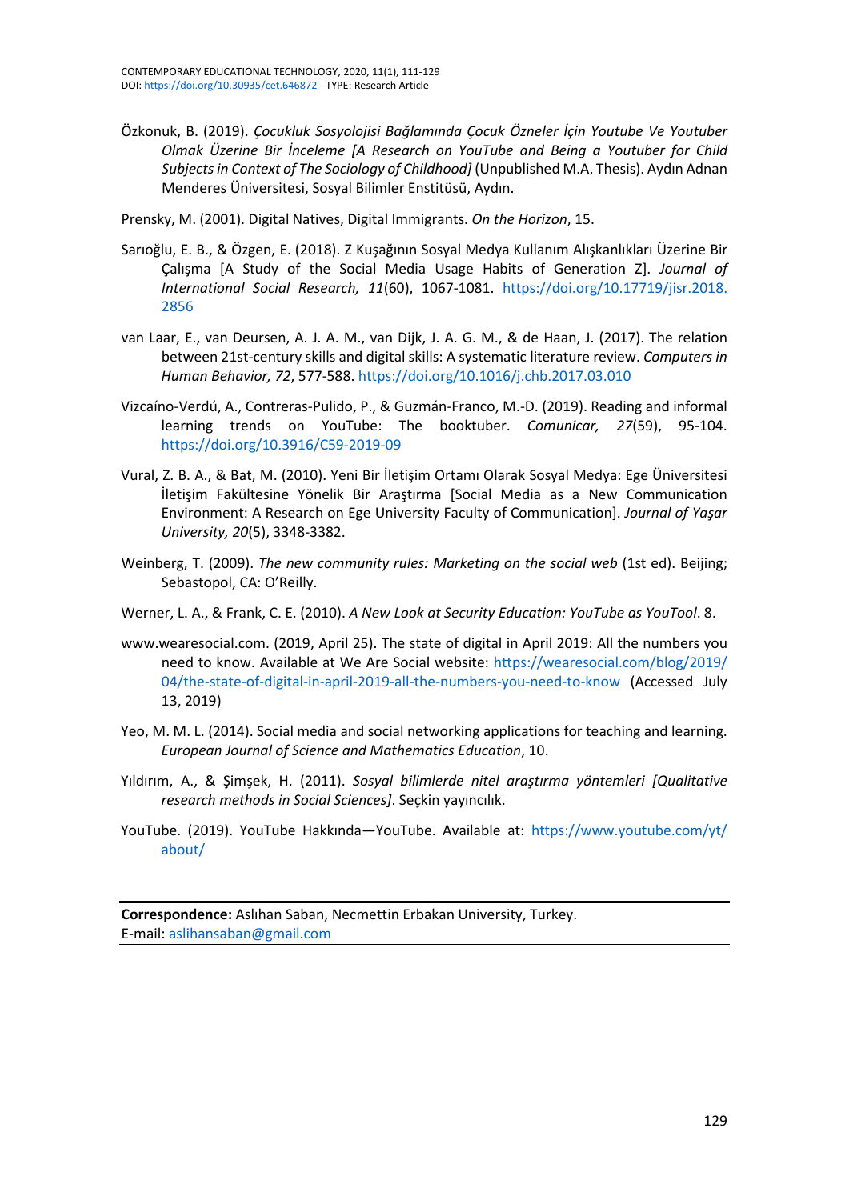Özkonuk, B. (2019). *Çocukluk Sosyolojisi Bağlamında Çocuk Özneler İçin Youtube Ve Youtuber Olmak Üzerine Bir İnceleme [A Research on YouTube and Being a Youtuber for Child Subjects in Context of The Sociology of Childhood]* (Unpublished M.A. Thesis). Aydın Adnan Menderes Üniversitesi, Sosyal Bilimler Enstitüsü, Aydın.

Prensky, M. (2001). Digital Natives, Digital Immigrants. *On the Horizon*, 15.

Sarıoğlu, E. B., & Özgen, E. (2018). Z Kuşağının Sosyal Medya Kullanım Alışkanlıkları Üzerine Bir Çalışma [A Study of the Social Media Usage Habits of Generation Z]. *Journal of International Social Research, 11*(60), 1067-1081. https://doi.org/10.17719/jisr.2018.2856

van Laar, E., van Deursen, A. J. A. M., van Dijk, J. A. G. M., & de Haan, J. (2017). The relation between 21st-century skills and digital skills: A systematic literature review. *Computers in Human Behavior, 72*, 577-588. https://doi.org/10.1016/j.chb.2017.03.010

Vizcaíno-Verdú, A., Contreras-Pulido, P., & Guzmán-Franco, M.-D. (2019). Reading and informal learning trends on YouTube: The booktuber. *Comunicar, 27*(59), 95-104. https://doi.org/10.3916/C59-2019-09

Vural, Z. B. A., & Bat, M. (2010). Yeni Bir İletişim Ortamı Olarak Sosyal Medya: Ege Üniversitesi İletişim Fakültesine Yönelik Bir Araştırma [Social Media as a New Communication Environment: A Research on Ege University Faculty of Communication]. *Journal of Yaşar University, 20*(5), 3348-3382.

Weinberg, T. (2009). *The new community rules: Marketing on the social web* (1st ed). Beijing; Sebastopol, CA: O'Reilly.

Werner, L. A., & Frank, C. E. (2010). *A New Look at Security Education: YouTube as YouTool*. 8.

www.wearesocial.com. (2019, April 25). The state of digital in April 2019: All the numbers you need to know. Available at We Are Social website: https://wearesocial.com/blog/2019/04/the-state-of-digital-in-april-2019-all-the-numbers-you-need-to-know (Accessed July 13, 2019)

Yeo, M. M. L. (2014). Social media and social networking applications for teaching and learning. *European Journal of Science and Mathematics Education*, 10.

Yıldırım, A., & Şimşek, H. (2011). *Sosyal bilimlerde nitel araştırma yöntemleri [Qualitative research methods in Social Sciences]*. Seçkin yayıncılık.

YouTube. (2019). YouTube Hakkında—YouTube. Available at: https://www.youtube.com/yt/about/

---

**Correspondence:** Aslıhan Saban, Necmettin Erbakan University, Turkey.
E-mail: aslihansaban@gmail.com